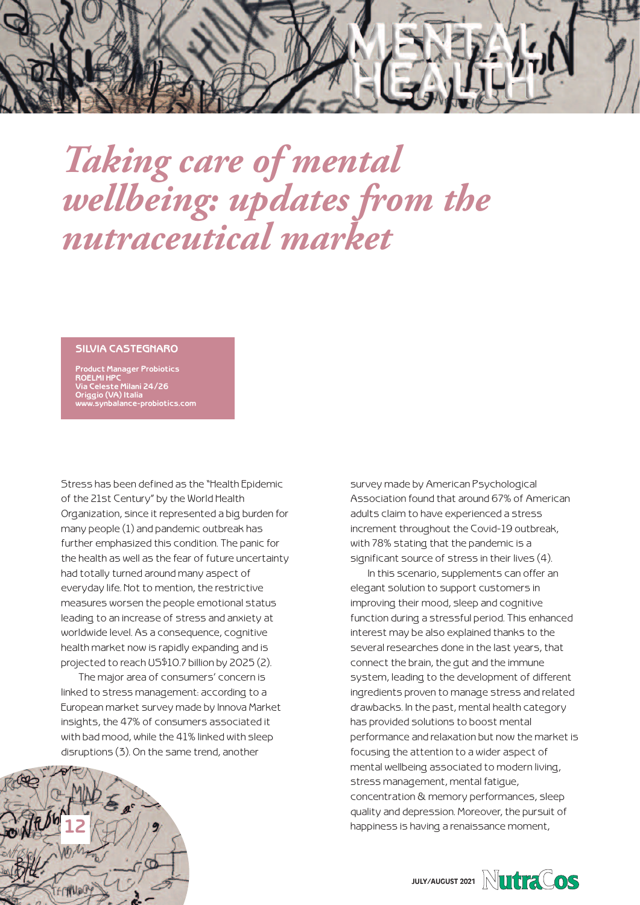# Taking care of mental wellbeing: updates from the nutraceutical market

**SILVIA CASTEGNARO**

**Product Manager Probiotics**
**ROELMI HPC**
**Via Celeste Milani 24/26**
**Origgio (VA) Italia**
**www.synbalance-probiotics.com**

Stress has been defined as the "Health Epidemic of the 21st Century" by the World Health Organization, since it represented a big burden for many people (1) and pandemic outbreak has further emphasized this condition. The panic for the health as well as the fear of future uncertainty had totally turned around many aspect of everyday life. Not to mention, the restrictive measures worsen the people emotional status leading to an increase of stress and anxiety at worldwide level. As a consequence, cognitive health market now is rapidly expanding and is projected to reach US$10.7 billion by 2025 (2).

The major area of consumers' concern is linked to stress management: according to a European market survey made by Innova Market insights, the 47% of consumers associated it with bad mood, while the 41% linked with sleep disruptions (3). On the same trend, another survey made by American Psychological Association found that around 67% of American adults claim to have experienced a stress increment throughout the Covid-19 outbreak, with 78% stating that the pandemic is a significant source of stress in their lives (4).

In this scenario, supplements can offer an elegant solution to support customers in improving their mood, sleep and cognitive function during a stressful period. This enhanced interest may be also explained thanks to the several researches done in the last years, that connect the brain, the gut and the immune system, leading to the development of different ingredients proven to manage stress and related drawbacks. In the past, mental health category has provided solutions to boost mental performance and relaxation but now the market is focusing the attention to a wider aspect of mental wellbeing associated to modern living, stress management, mental fatigue, concentration & memory performances, sleep quality and depression. Moreover, the pursuit of happiness is having a renaissance moment,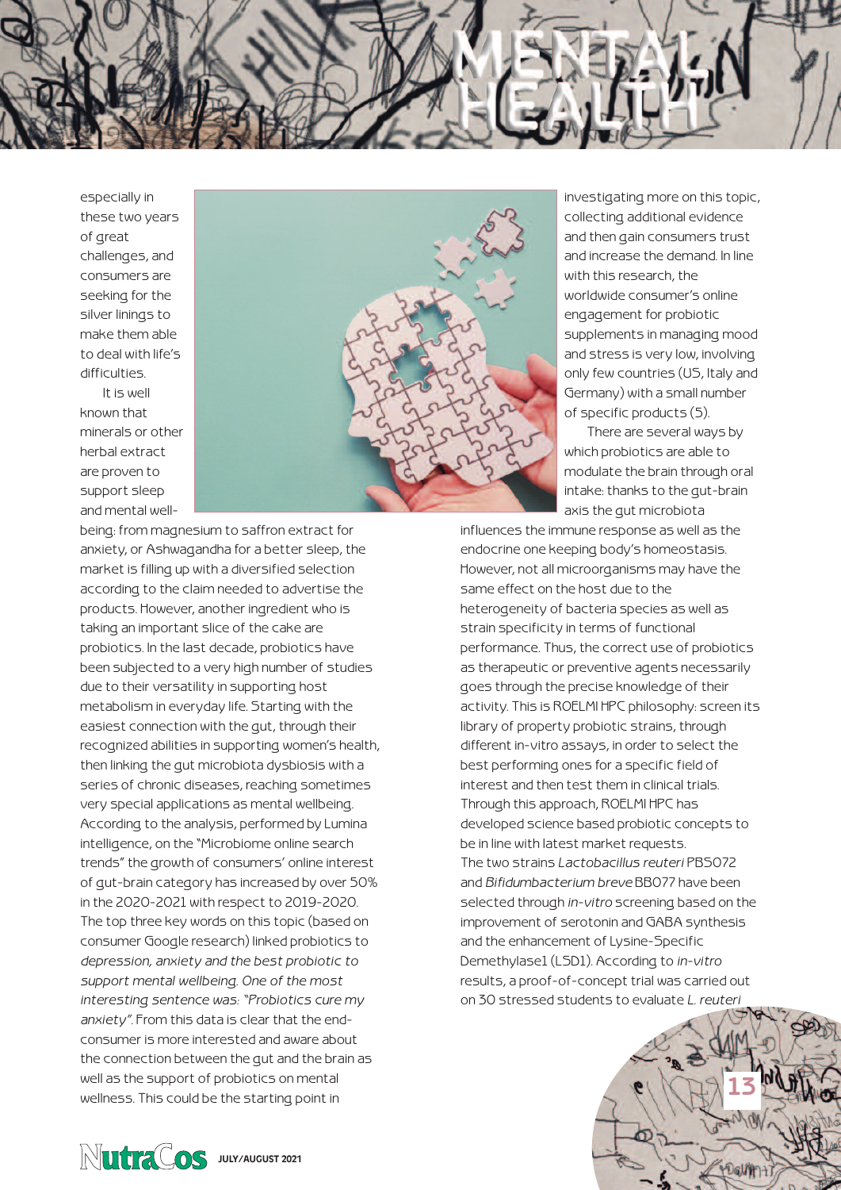especially in these two years of great challenges, and consumers are seeking for the silver linings to make them able to deal with life's difficulties.

It is well known that minerals or other herbal extract are proven to support sleep and mental well-being: from magnesium to saffron extract for anxiety, or Ashwagandha for a better sleep, the market is filling up with a diversified selection according to the claim needed to advertise the products. However, another ingredient who is taking an important slice of the cake are probiotics. In the last decade, probiotics have been subjected to a very high number of studies due to their versatility in supporting host metabolism in everyday life. Starting with the easiest connection with the gut, through their recognized abilities in supporting women's health, then linking the gut microbiota dysbiosis with a series of chronic diseases, reaching sometimes very special applications as mental wellbeing. According to the analysis, performed by Lumina intelligence, on the "Microbiome online search trends" the growth of consumers' online interest of gut-brain category has increased by over 50% in the 2020-2021 with respect to 2019-2020. The top three key words on this topic (based on consumer Google research) linked probiotics to *depression, anxiety and the best probiotic to support mental wellbeing. One of the most interesting sentence was: "Probiotics cure my anxiety"*. From this data is clear that the end-consumer is more interested and aware about the connection between the gut and the brain as well as the support of probiotics on mental wellness. This could be the starting point in investigating more on this topic, collecting additional evidence and then gain consumers trust and increase the demand. In line with this research, the worldwide consumer's online engagement for probiotic supplements in managing mood and stress is very low, involving only few countries (US, Italy and Germany) with a small number of specific products (5).

There are several ways by which probiotics are able to modulate the brain through oral intake: thanks to the gut-brain axis the gut microbiota influences the immune response as well as the endocrine one keeping body's homeostasis. However, not all microorganisms may have the same effect on the host due to the heterogeneity of bacteria species as well as strain specificity in terms of functional performance. Thus, the correct use of probiotics as therapeutic or preventive agents necessarily goes through the precise knowledge of their activity. This is ROELMI HPC philosophy: screen its library of property probiotic strains, through different in-vitro assays, in order to select the best performing ones for a specific field of interest and then test them in clinical trials. Through this approach, ROELMI HPC has developed science based probiotic concepts to be in line with latest market requests.

The two strains *Lactobacillus reuteri* PBS072 and *Bifidumbacterium breve* BB077 have been selected through *in-vitro* screening based on the improvement of serotonin and GABA synthesis and the enhancement of Lysine-Specific Demethylase1 (LSD1). According to *in-vitro* results, a proof-of-concept trial was carried out on 30 stressed students to evaluate *L. reuteri*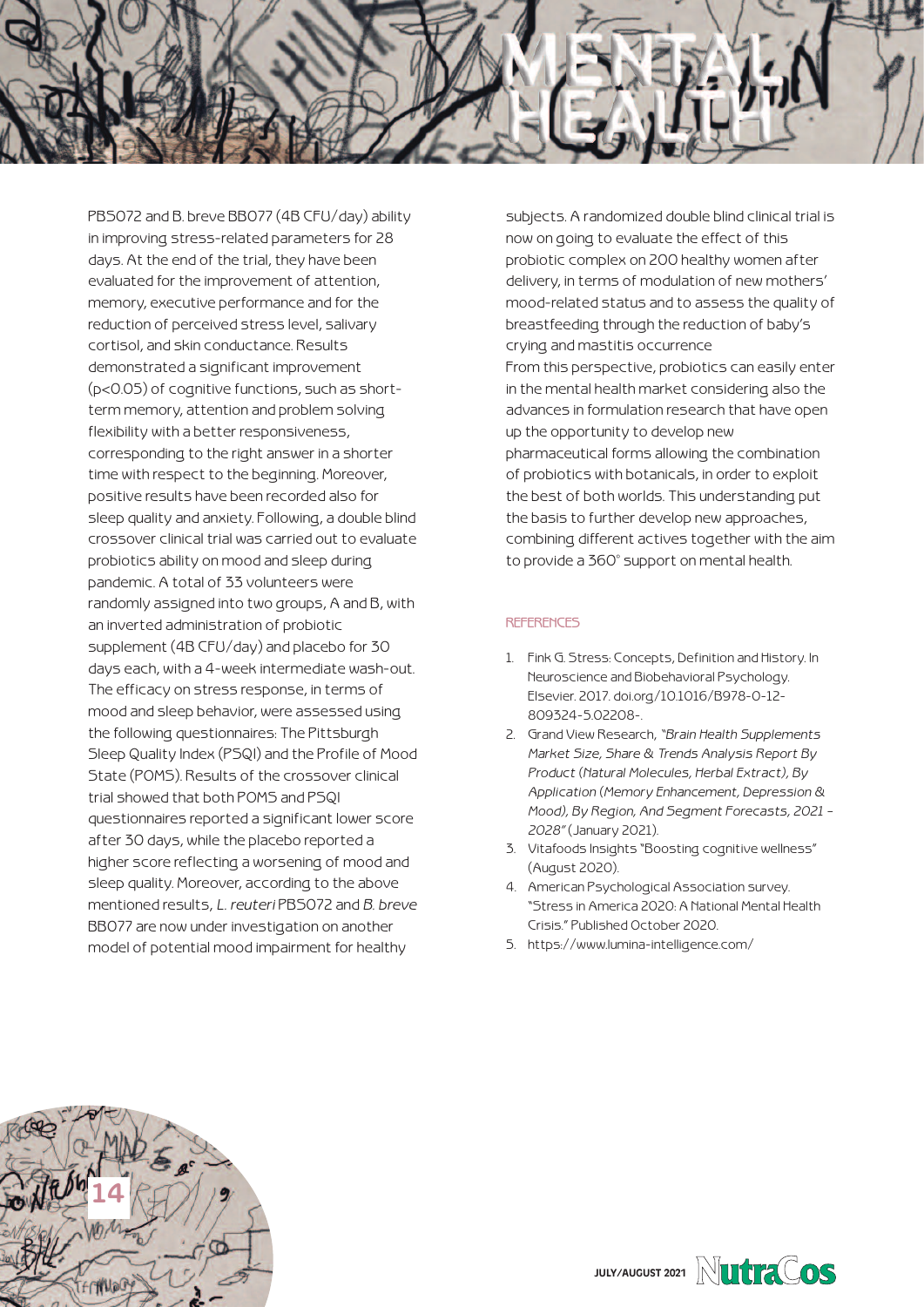PBS072 and B. breve BB077 (4B CFU/day) ability in improving stress-related parameters for 28 days. At the end of the trial, they have been evaluated for the improvement of attention, memory, executive performance and for the reduction of perceived stress level, salivary cortisol, and skin conductance. Results demonstrated a significant improvement ($p<0.05$) of cognitive functions, such as short-term memory, attention and problem solving flexibility with a better responsiveness, corresponding to the right answer in a shorter time with respect to the beginning. Moreover, positive results have been recorded also for sleep quality and anxiety. Following, a double blind crossover clinical trial was carried out to evaluate probiotics ability on mood and sleep during pandemic. A total of 33 volunteers were randomly assigned into two groups, A and B, with an inverted administration of probiotic supplement (4B CFU/day) and placebo for 30 days each, with a 4-week intermediate wash-out. The efficacy on stress response, in terms of mood and sleep behavior, were assessed using the following questionnaires: The Pittsburgh Sleep Quality Index (PSQI) and the Profile of Mood State (POMS). Results of the crossover clinical trial showed that both POMS and PSQI questionnaires reported a significant lower score after 30 days, while the placebo reported a higher score reflecting a worsening of mood and sleep quality. Moreover, according to the above mentioned results, *L. reuteri* PBS072 and *B. breve* BB077 are now under investigation on another model of potential mood impairment for healthy subjects. A randomized double blind clinical trial is now on going to evaluate the effect of this probiotic complex on 200 healthy women after delivery, in terms of modulation of new mothers' mood-related status and to assess the quality of breastfeeding through the reduction of baby's crying and mastitis occurrence

From this perspective, probiotics can easily enter in the mental health market considering also the advances in formulation research that have open up the opportunity to develop new pharmaceutical forms allowing the combination of probiotics with botanicals, in order to exploit the best of both worlds. This understanding put the basis to further develop new approaches, combining different actives together with the aim to provide a 360° support on mental health.

## REFERENCES

1. Fink G. Stress: Concepts, Definition and History. In Neuroscience and Biobehavioral Psychology. Elsevier. 2017. doi.org/10.1016/B978-0-12-809324-5.02208-.
2. Grand View Research, *"Brain Health Supplements Market Size, Share & Trends Analysis Report By Product (Natural Molecules, Herbal Extract), By Application (Memory Enhancement, Depression & Mood), By Region, And Segment Forecasts, 2021 - 2028"* (January 2021).
3. Vitafoods Insights "Boosting cognitive wellness" (August 2020).
4. American Psychological Association survey. "Stress in America 2020: A National Mental Health Crisis." Published October 2020.
5. https://www.lumina-intelligence.com/